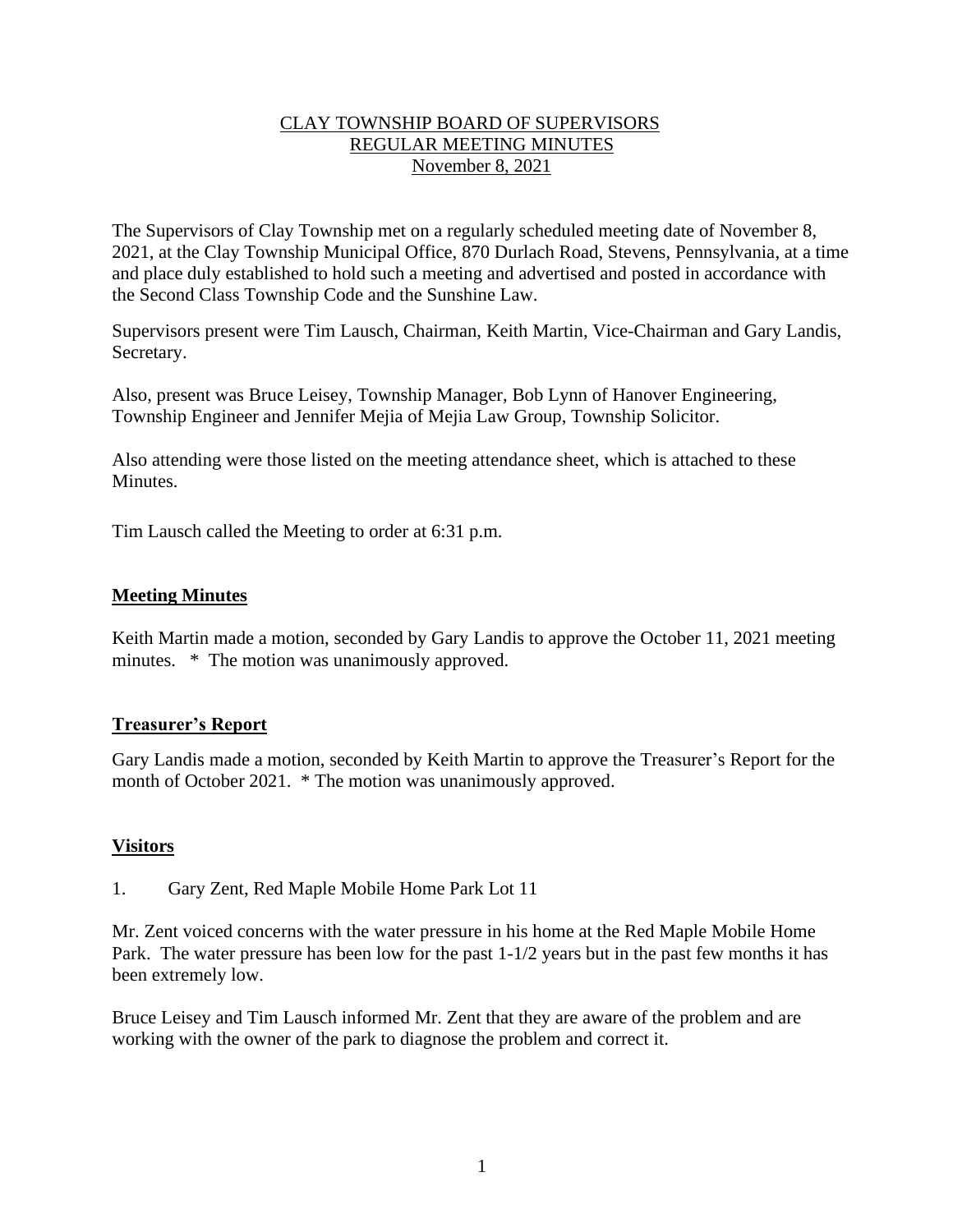# CLAY TOWNSHIP BOARD OF SUPERVISORS
## REGULAR MEETING MINUTES
### November 8, 2021

The Supervisors of Clay Township met on a regularly scheduled meeting date of November 8, 2021, at the Clay Township Municipal Office, 870 Durlach Road, Stevens, Pennsylvania, at a time and place duly established to hold such a meeting and advertised and posted in accordance with the Second Class Township Code and the Sunshine Law.

Supervisors present were Tim Lausch, Chairman, Keith Martin, Vice-Chairman and Gary Landis, Secretary.

Also, present was Bruce Leisey, Township Manager, Bob Lynn of Hanover Engineering, Township Engineer and Jennifer Mejia of Mejia Law Group, Township Solicitor.

Also attending were those listed on the meeting attendance sheet, which is attached to these Minutes.

Tim Lausch called the Meeting to order at 6:31 p.m.

**Meeting Minutes**

Keith Martin made a motion, seconded by Gary Landis to approve the October 11, 2021 meeting minutes. * The motion was unanimously approved.

**Treasurer's Report**

Gary Landis made a motion, seconded by Keith Martin to approve the Treasurer's Report for the month of October 2021. * The motion was unanimously approved.

**Visitors**

1. Gary Zent, Red Maple Mobile Home Park Lot 11

Mr. Zent voiced concerns with the water pressure in his home at the Red Maple Mobile Home Park. The water pressure has been low for the past 1-1/2 years but in the past few months it has been extremely low.

Bruce Leisey and Tim Lausch informed Mr. Zent that they are aware of the problem and are working with the owner of the park to diagnose the problem and correct it.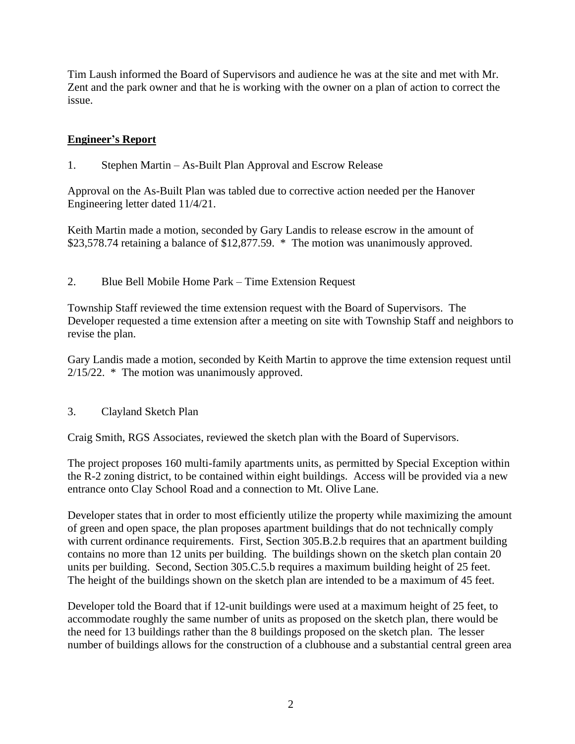Tim Laush informed the Board of Supervisors and audience he was at the site and met with Mr. Zent and the park owner and that he is working with the owner on a plan of action to correct the issue.

**Engineer's Report**

1. Stephen Martin – As-Built Plan Approval and Escrow Release

Approval on the As-Built Plan was tabled due to corrective action needed per the Hanover Engineering letter dated 11/4/21.

Keith Martin made a motion, seconded by Gary Landis to release escrow in the amount of $23,578.74 retaining a balance of $12,877.59. * The motion was unanimously approved.

2. Blue Bell Mobile Home Park – Time Extension Request

Township Staff reviewed the time extension request with the Board of Supervisors. The Developer requested a time extension after a meeting on site with Township Staff and neighbors to revise the plan.

Gary Landis made a motion, seconded by Keith Martin to approve the time extension request until 2/15/22. * The motion was unanimously approved.

3. Clayland Sketch Plan

Craig Smith, RGS Associates, reviewed the sketch plan with the Board of Supervisors.

The project proposes 160 multi-family apartments units, as permitted by Special Exception within the R-2 zoning district, to be contained within eight buildings. Access will be provided via a new entrance onto Clay School Road and a connection to Mt. Olive Lane.

Developer states that in order to most efficiently utilize the property while maximizing the amount of green and open space, the plan proposes apartment buildings that do not technically comply with current ordinance requirements. First, Section 305.B.2.b requires that an apartment building contains no more than 12 units per building. The buildings shown on the sketch plan contain 20 units per building. Second, Section 305.C.5.b requires a maximum building height of 25 feet. The height of the buildings shown on the sketch plan are intended to be a maximum of 45 feet.

Developer told the Board that if 12-unit buildings were used at a maximum height of 25 feet, to accommodate roughly the same number of units as proposed on the sketch plan, there would be the need for 13 buildings rather than the 8 buildings proposed on the sketch plan. The lesser number of buildings allows for the construction of a clubhouse and a substantial central green area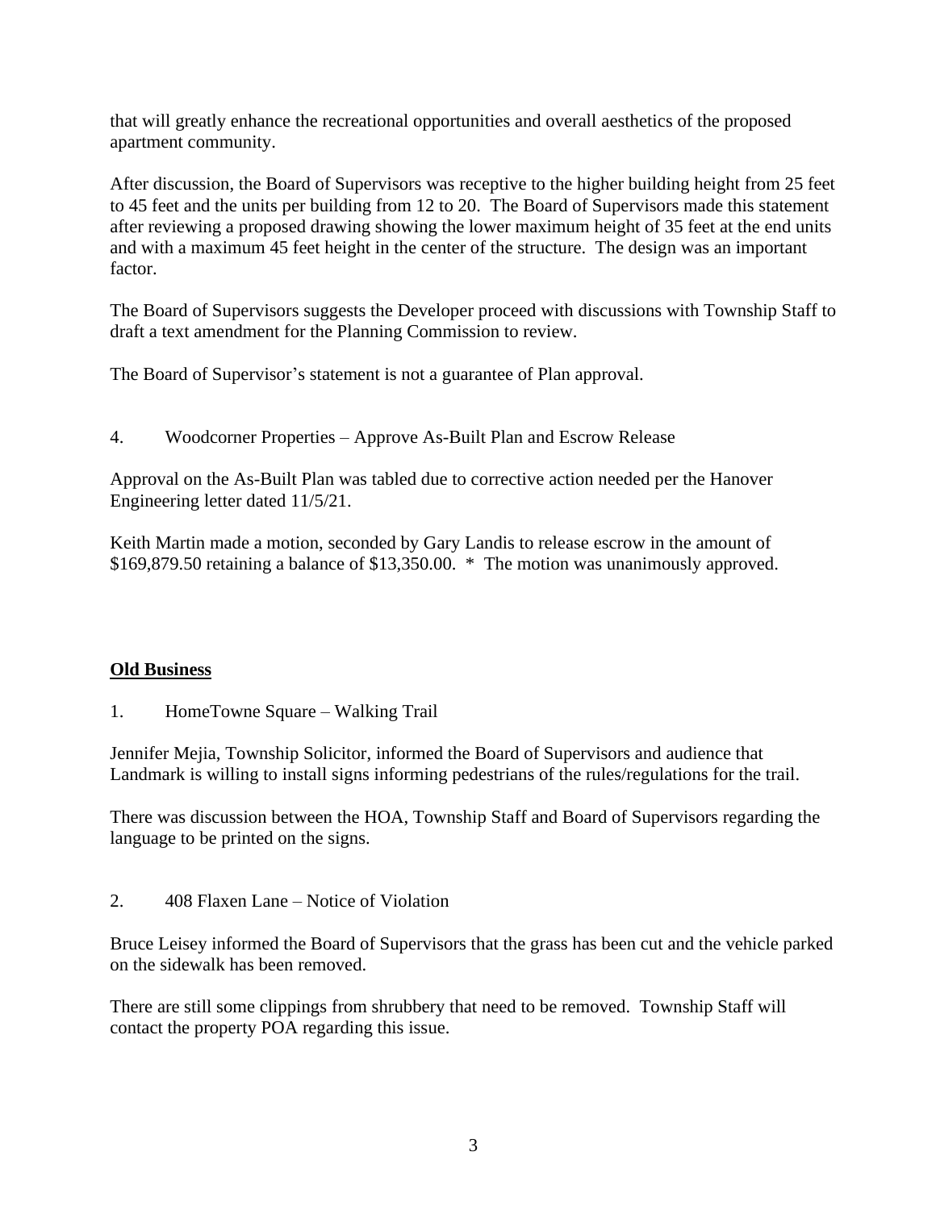that will greatly enhance the recreational opportunities and overall aesthetics of the proposed apartment community.

After discussion, the Board of Supervisors was receptive to the higher building height from 25 feet to 45 feet and the units per building from 12 to 20. The Board of Supervisors made this statement after reviewing a proposed drawing showing the lower maximum height of 35 feet at the end units and with a maximum 45 feet height in the center of the structure. The design was an important factor.

The Board of Supervisors suggests the Developer proceed with discussions with Township Staff to draft a text amendment for the Planning Commission to review.

The Board of Supervisor's statement is not a guarantee of Plan approval.

4. Woodcorner Properties – Approve As-Built Plan and Escrow Release

Approval on the As-Built Plan was tabled due to corrective action needed per the Hanover Engineering letter dated 11/5/21.

Keith Martin made a motion, seconded by Gary Landis to release escrow in the amount of $169,879.50 retaining a balance of $13,350.00. * The motion was unanimously approved.

## **Old Business**

1. HomeTowne Square – Walking Trail

Jennifer Mejia, Township Solicitor, informed the Board of Supervisors and audience that Landmark is willing to install signs informing pedestrians of the rules/regulations for the trail.

There was discussion between the HOA, Township Staff and Board of Supervisors regarding the language to be printed on the signs.

2. 408 Flaxen Lane – Notice of Violation

Bruce Leisey informed the Board of Supervisors that the grass has been cut and the vehicle parked on the sidewalk has been removed.

There are still some clippings from shrubbery that need to be removed. Township Staff will contact the property POA regarding this issue.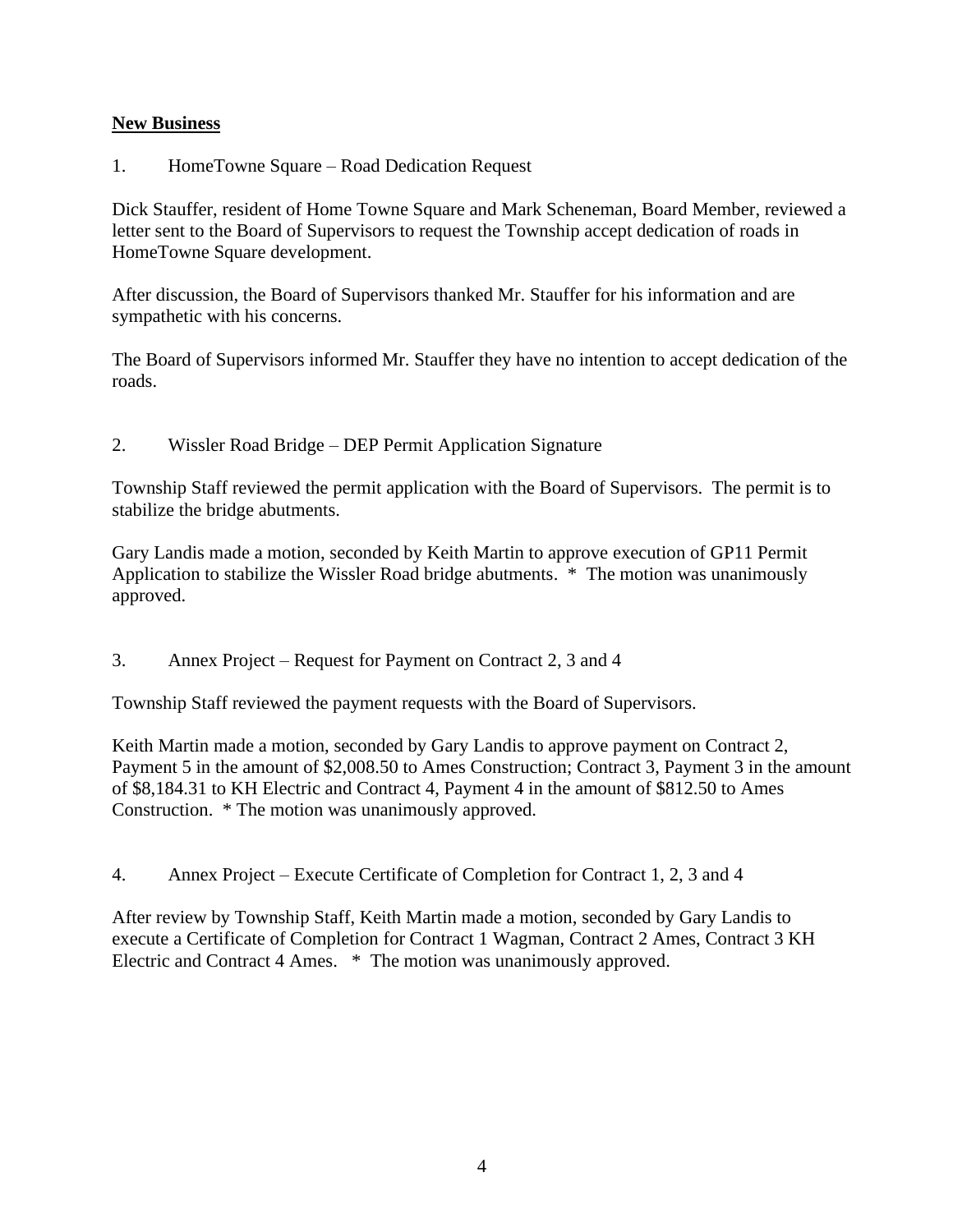**New Business**

1. HomeTowne Square – Road Dedication Request

Dick Stauffer, resident of Home Towne Square and Mark Scheneman, Board Member, reviewed a letter sent to the Board of Supervisors to request the Township accept dedication of roads in HomeTowne Square development.

After discussion, the Board of Supervisors thanked Mr. Stauffer for his information and are sympathetic with his concerns.

The Board of Supervisors informed Mr. Stauffer they have no intention to accept dedication of the roads.

2. Wissler Road Bridge – DEP Permit Application Signature

Township Staff reviewed the permit application with the Board of Supervisors. The permit is to stabilize the bridge abutments.

Gary Landis made a motion, seconded by Keith Martin to approve execution of GP11 Permit Application to stabilize the Wissler Road bridge abutments. * The motion was unanimously approved.

3. Annex Project – Request for Payment on Contract 2, 3 and 4

Township Staff reviewed the payment requests with the Board of Supervisors.

Keith Martin made a motion, seconded by Gary Landis to approve payment on Contract 2, Payment 5 in the amount of $2,008.50 to Ames Construction; Contract 3, Payment 3 in the amount of $8,184.31 to KH Electric and Contract 4, Payment 4 in the amount of $812.50 to Ames Construction. * The motion was unanimously approved.

4. Annex Project – Execute Certificate of Completion for Contract 1, 2, 3 and 4

After review by Township Staff, Keith Martin made a motion, seconded by Gary Landis to execute a Certificate of Completion for Contract 1 Wagman, Contract 2 Ames, Contract 3 KH Electric and Contract 4 Ames. * The motion was unanimously approved.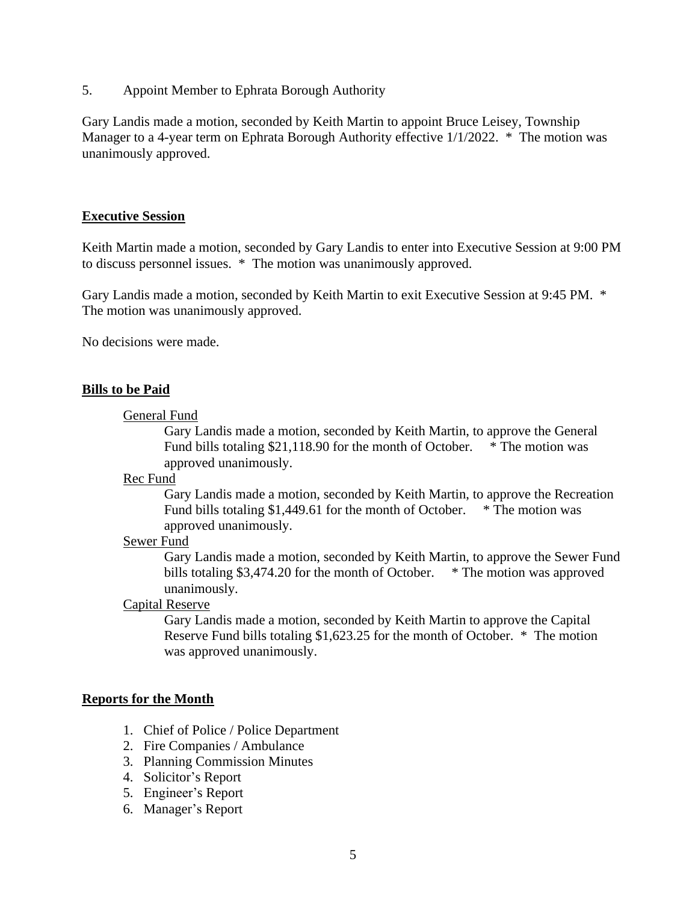5. Appoint Member to Ephrata Borough Authority

Gary Landis made a motion, seconded by Keith Martin to appoint Bruce Leisey, Township Manager to a 4-year term on Ephrata Borough Authority effective 1/1/2022. * The motion was unanimously approved.

## Executive Session

Keith Martin made a motion, seconded by Gary Landis to enter into Executive Session at 9:00 PM to discuss personnel issues. * The motion was unanimously approved.

Gary Landis made a motion, seconded by Keith Martin to exit Executive Session at 9:45 PM. * The motion was unanimously approved.

No decisions were made.

## Bills to be Paid

General Fund

Gary Landis made a motion, seconded by Keith Martin, to approve the General Fund bills totaling $21,118.90 for the month of October. * The motion was approved unanimously.

Rec Fund

Gary Landis made a motion, seconded by Keith Martin, to approve the Recreation Fund bills totaling $1,449.61 for the month of October. * The motion was approved unanimously.

Sewer Fund

Gary Landis made a motion, seconded by Keith Martin, to approve the Sewer Fund bills totaling $3,474.20 for the month of October. * The motion was approved unanimously.

Capital Reserve

Gary Landis made a motion, seconded by Keith Martin to approve the Capital Reserve Fund bills totaling $1,623.25 for the month of October. * The motion was approved unanimously.

## Reports for the Month

1. Chief of Police / Police Department
2. Fire Companies / Ambulance
3. Planning Commission Minutes
4. Solicitor's Report
5. Engineer's Report
6. Manager's Report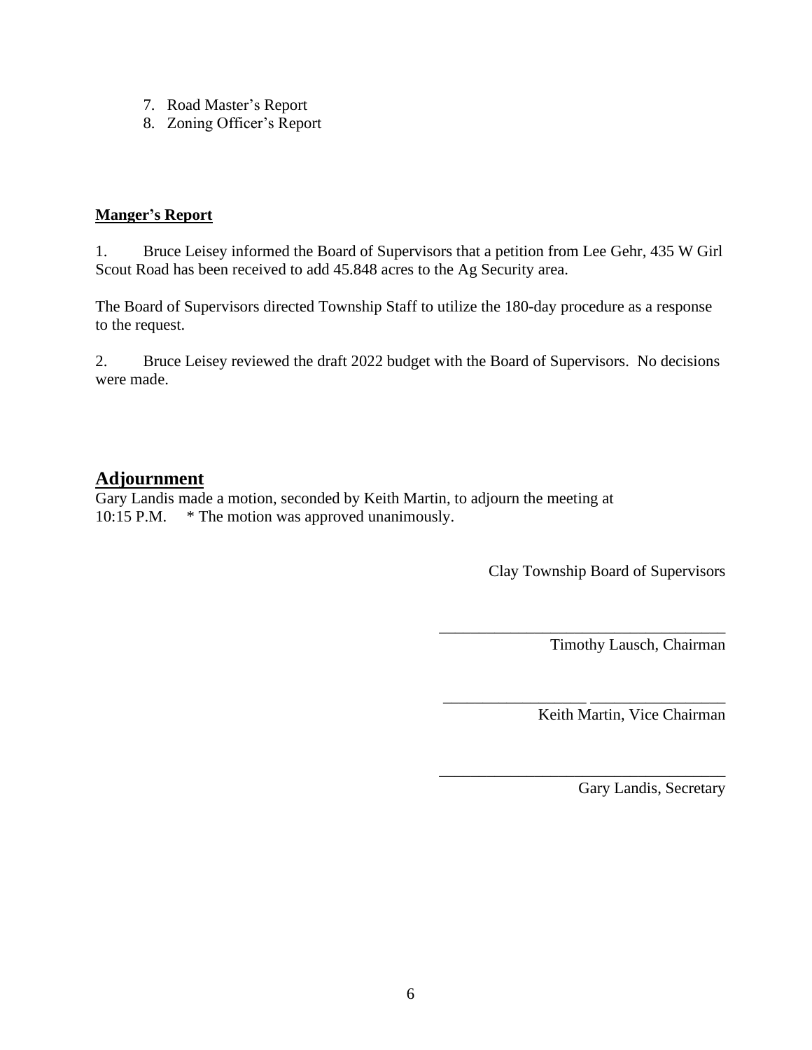7. Road Master's Report
8. Zoning Officer's Report

**Manger's Report**

1. Bruce Leisey informed the Board of Supervisors that a petition from Lee Gehr, 435 W Girl Scout Road has been received to add 45.848 acres to the Ag Security area.

The Board of Supervisors directed Township Staff to utilize the 180-day procedure as a response to the request.

2. Bruce Leisey reviewed the draft 2022 budget with the Board of Supervisors. No decisions were made.

## Adjournment

Gary Landis made a motion, seconded by Keith Martin, to adjourn the meeting at 10:15 P.M. * The motion was approved unanimously.

Clay Township Board of Supervisors

_____________________________________
Timothy Lausch, Chairman

__________________ ________________
Keith Martin, Vice Chairman

_____________________________________
Gary Landis, Secretary